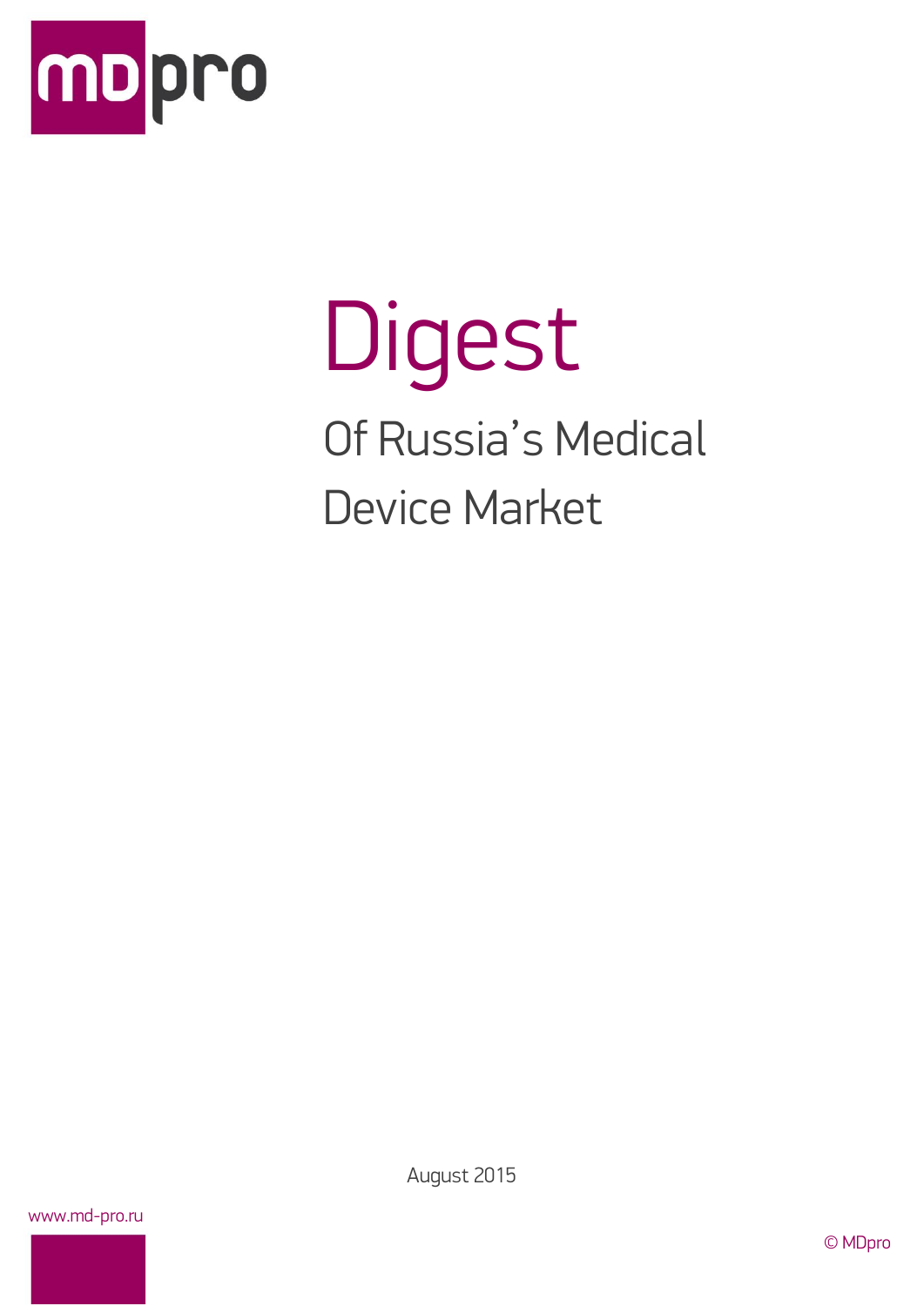# Digest

## Of Russia's Medical Device Market

August 2015

www.md-pro.ru

© MDpro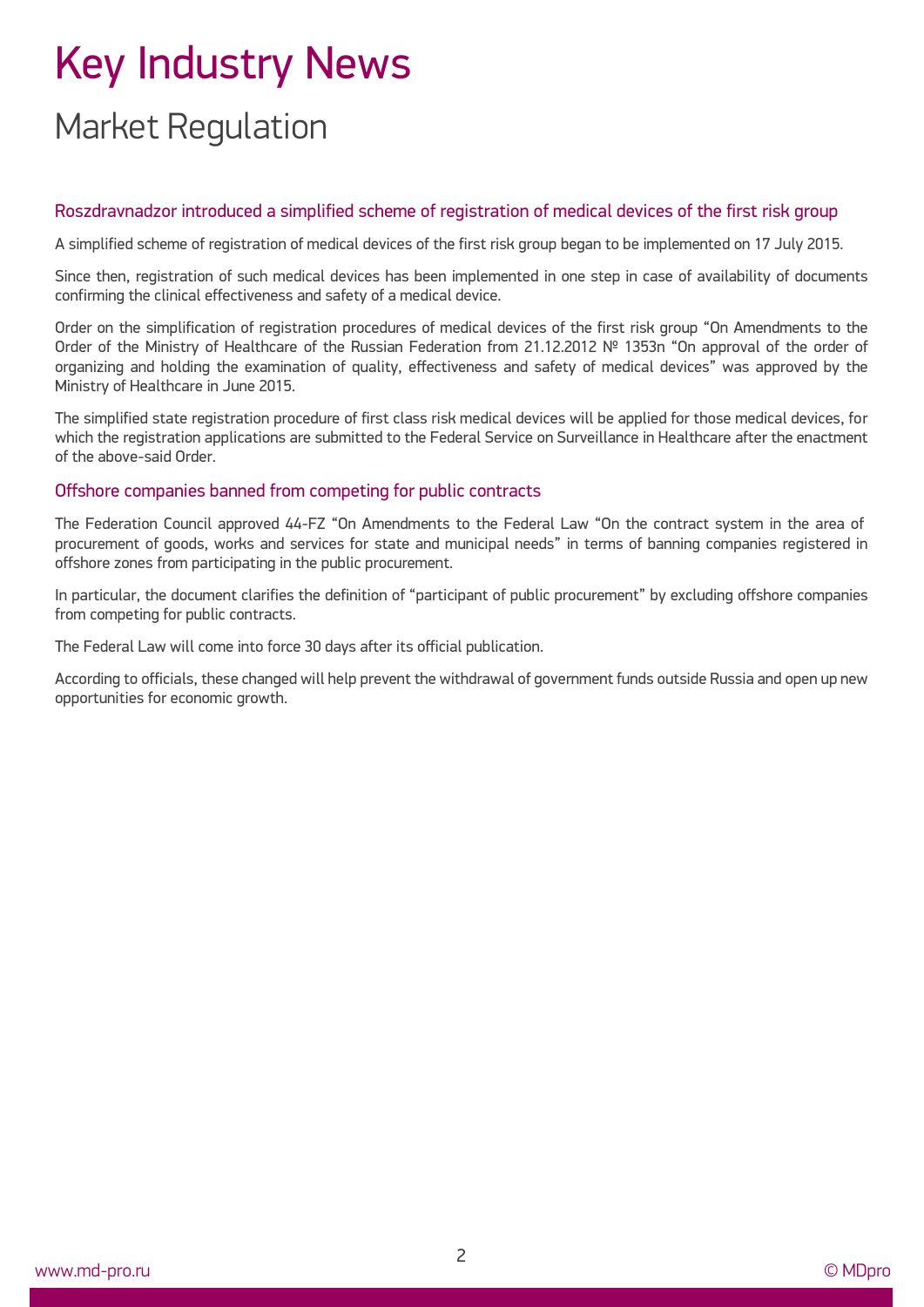# Key Industry News

## Market Regulation

### Roszdravnadzor introduced a simplified scheme of registration of medical devices of the first risk group

A simplified scheme of registration of medical devices of the first risk group began to be implemented on 17 July 2015.

Since then, registration of such medical devices has been implemented in one step in case of availability of documents confirming the clinical effectiveness and safety of a medical device.

Order on the simplification of registration procedures of medical devices of the first risk group "On Amendments to the Order of the Ministry of Healthcare of the Russian Federation from 21.12.2012 № 1353n "On approval of the order of organizing and holding the examination of quality, effectiveness and safety of medical devices" was approved by the Ministry of Healthcare in June 2015.

The simplified state registration procedure of first class risk medical devices will be applied for those medical devices, for which the registration applications are submitted to the Federal Service on Surveillance in Healthcare after the enactment of the above-said Order.

### Offshore companies banned from competing for public contracts

The Federation Council approved 44-FZ "On Amendments to the Federal Law "On the contract system in the area of procurement of goods, works and services for state and municipal needs" in terms of banning companies registered in offshore zones from participating in the public procurement.

In particular, the document clarifies the definition of "participant of public procurement" by excluding offshore companies from competing for public contracts.

The Federal Law will come into force 30 days after its official publication.

According to officials, these changed will help prevent the withdrawal of government funds outside Russia and open up new opportunities for economic growth.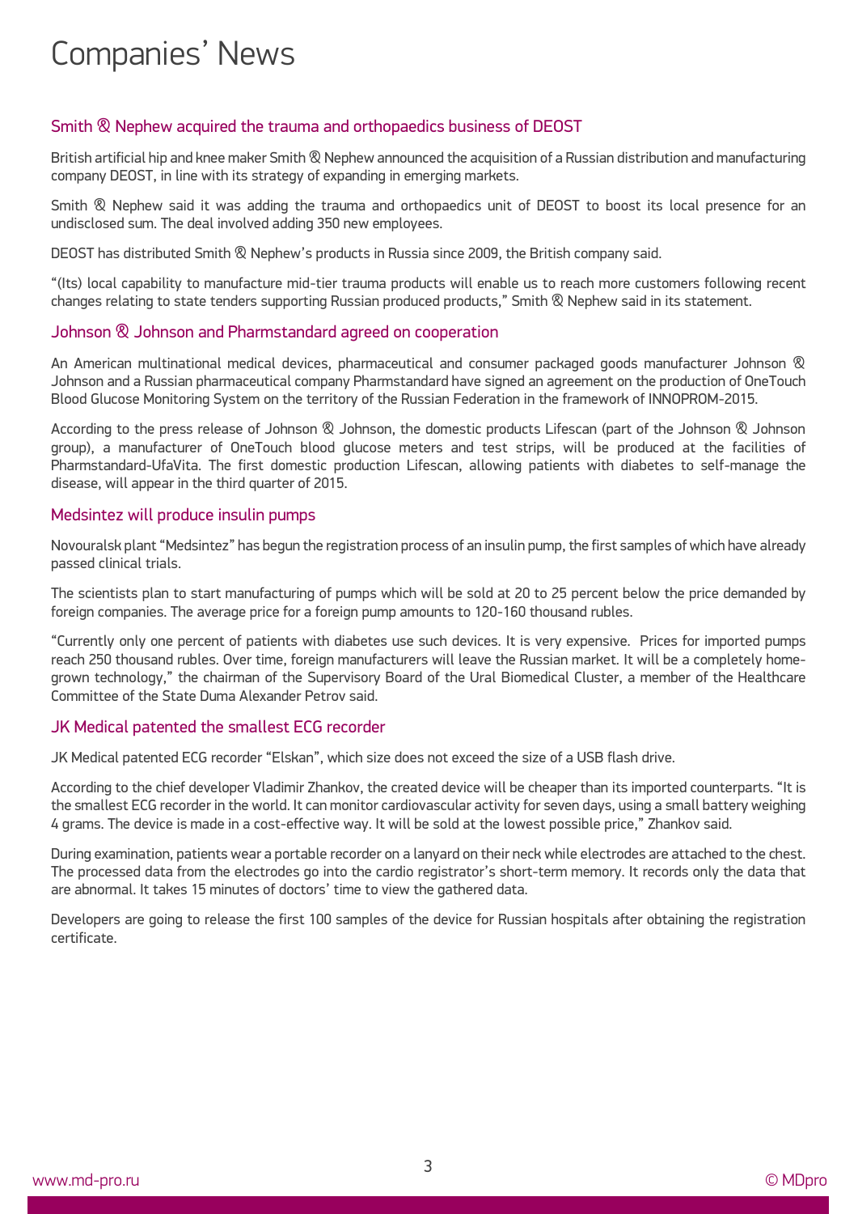# Companies' News

## Smith & Nephew acquired the trauma and orthopaedics business of DEOST

British artificial hip and knee maker Smith & Nephew announced the acquisition of a Russian distribution and manufacturing company DEOST, in line with its strategy of expanding in emerging markets.

Smith & Nephew said it was adding the trauma and orthopaedics unit of DEOST to boost its local presence for an undisclosed sum. The deal involved adding 350 new employees.

DEOST has distributed Smith & Nephew's products in Russia since 2009, the British company said.

"(Its) local capability to manufacture mid-tier trauma products will enable us to reach more customers following recent changes relating to state tenders supporting Russian produced products," Smith & Nephew said in its statement.

## Johnson & Johnson and Pharmstandard agreed on cooperation

An American multinational medical devices, pharmaceutical and consumer packaged goods manufacturer Johnson & Johnson and a Russian pharmaceutical company Pharmstandard have signed an agreement on the production of OneTouch Blood Glucose Monitoring System on the territory of the Russian Federation in the framework of INNOPROM-2015.

According to the press release of Johnson & Johnson, the domestic products Lifescan (part of the Johnson & Johnson group), a manufacturer of OneTouch blood glucose meters and test strips, will be produced at the facilities of Pharmstandard-UfaVita. The first domestic production Lifescan, allowing patients with diabetes to self-manage the disease, will appear in the third quarter of 2015.

## Medsintez will produce insulin pumps

Novouralsk plant "Medsintez" has begun the registration process of an insulin pump, the first samples of which have already passed clinical trials.

The scientists plan to start manufacturing of pumps which will be sold at 20 to 25 percent below the price demanded by foreign companies. The average price for a foreign pump amounts to 120-160 thousand rubles.

"Currently only one percent of patients with diabetes use such devices. It is very expensive. Prices for imported pumps reach 250 thousand rubles. Over time, foreign manufacturers will leave the Russian market. It will be a completely home-grown technology," the chairman of the Supervisory Board of the Ural Biomedical Cluster, a member of the Healthcare Committee of the State Duma Alexander Petrov said.

## JK Medical patented the smallest ECG recorder

JK Medical patented ECG recorder "Elskan", which size does not exceed the size of a USB flash drive.

According to the chief developer Vladimir Zhankov, the created device will be cheaper than its imported counterparts. "It is the smallest ECG recorder in the world. It can monitor cardiovascular activity for seven days, using a small battery weighing 4 grams. The device is made in a cost-effective way. It will be sold at the lowest possible price," Zhankov said.

During examination, patients wear a portable recorder on a lanyard on their neck while electrodes are attached to the chest. The processed data from the electrodes go into the cardio registrator's short-term memory. It records only the data that are abnormal. It takes 15 minutes of doctors' time to view the gathered data.

Developers are going to release the first 100 samples of the device for Russian hospitals after obtaining the registration certificate.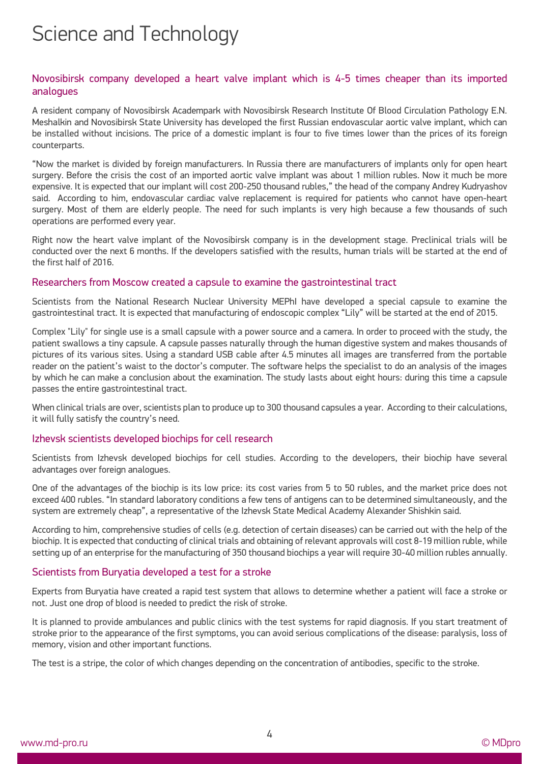# Science and Technology

## Novosibirsk company developed a heart valve implant which is 4-5 times cheaper than its imported analogues

A resident company of Novosibirsk Academpark with Novosibirsk Research Institute Of Blood Circulation Pathology E.N. Meshalkin and Novosibirsk State University has developed the first Russian endovascular aortic valve implant, which can be installed without incisions. The price of a domestic implant is four to five times lower than the prices of its foreign counterparts.

"Now the market is divided by foreign manufacturers. In Russia there are manufacturers of implants only for open heart surgery. Before the crisis the cost of an imported aortic valve implant was about 1 million rubles. Now it much be more expensive. It is expected that our implant will cost 200-250 thousand rubles," the head of the company Andrey Kudryashov said. According to him, endovascular cardiac valve replacement is required for patients who cannot have open-heart surgery. Most of them are elderly people. The need for such implants is very high because a few thousands of such operations are performed every year.

Right now the heart valve implant of the Novosibirsk company is in the development stage. Preclinical trials will be conducted over the next 6 months. If the developers satisfied with the results, human trials will be started at the end of the first half of 2016.

## Researchers from Moscow created a capsule to examine the gastrointestinal tract

Scientists from the National Research Nuclear University MEPhI have developed a special capsule to examine the gastrointestinal tract. It is expected that manufacturing of endoscopic complex "Lily" will be started at the end of 2015.

Complex "Lily" for single use is a small capsule with a power source and a camera. In order to proceed with the study, the patient swallows a tiny capsule. A capsule passes naturally through the human digestive system and makes thousands of pictures of its various sites. Using a standard USB cable after 4.5 minutes all images are transferred from the portable reader on the patient's waist to the doctor's computer. The software helps the specialist to do an analysis of the images by which he can make a conclusion about the examination. The study lasts about eight hours: during this time a capsule passes the entire gastrointestinal tract.

When clinical trials are over, scientists plan to produce up to 300 thousand capsules a year. According to their calculations, it will fully satisfy the country's need.

## Izhevsk scientists developed biochips for cell research

Scientists from Izhevsk developed biochips for cell studies. According to the developers, their biochip have several advantages over foreign analogues.

One of the advantages of the biochip is its low price: its cost varies from 5 to 50 rubles, and the market price does not exceed 400 rubles. "In standard laboratory conditions a few tens of antigens can to be determined simultaneously, and the system are extremely cheap", a representative of the Izhevsk State Medical Academy Alexander Shishkin said.

According to him, comprehensive studies of cells (e.g. detection of certain diseases) can be carried out with the help of the biochip. It is expected that conducting of clinical trials and obtaining of relevant approvals will cost 8-19 million ruble, while setting up of an enterprise for the manufacturing of 350 thousand biochips a year will require 30-40 million rubles annually.

## Scientists from Buryatia developed a test for a stroke

Experts from Buryatia have created a rapid test system that allows to determine whether a patient will face a stroke or not. Just one drop of blood is needed to predict the risk of stroke.

It is planned to provide ambulances and public clinics with the test systems for rapid diagnosis. If you start treatment of stroke prior to the appearance of the first symptoms, you can avoid serious complications of the disease: paralysis, loss of memory, vision and other important functions.

The test is a stripe, the color of which changes depending on the concentration of antibodies, specific to the stroke.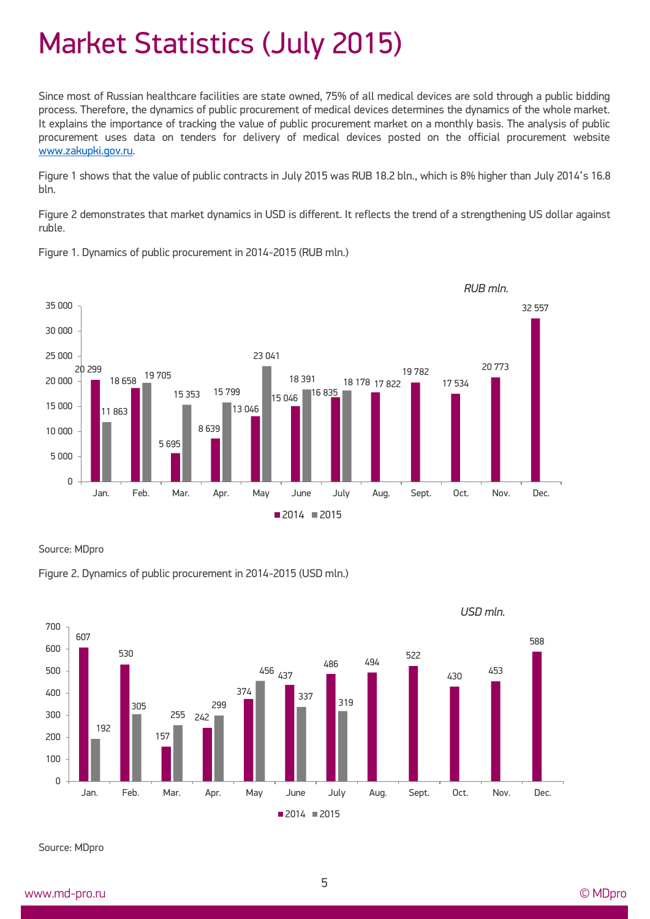# Market Statistics (July 2015)

Since most of Russian healthcare facilities are state owned, 75% of all medical devices are sold through a public bidding process. Therefore, the dynamics of public procurement of medical devices determines the dynamics of the whole market. It explains the importance of tracking the value of public procurement market on a monthly basis. The analysis of public procurement uses data on tenders for delivery of medical devices posted on the official procurement website [www.zakupki.gov.ru](http://www.zakupki.gov.ru).

Figure 1 shows that the value of public contracts in July 2015 was RUB 18.2 bln., which is 8% higher than July 2014's 16.8 bln.

Figure 2 demonstrates that market dynamics in USD is different. It reflects the trend of a strengthening US dollar against ruble.

Figure 1. Dynamics of public procurement in 2014-2015 (RUB mln.)

*RUB mln.*

| Month | 2014 | 2015 |
|---|---|---|
| Jan. | 20 299 | 11 863 |
| Feb. | 18 658 | 19 705 |
| Mar. | 5 695 | 15 353 |
| Apr. | 8 639 | 15 799 |
| May | 13 046 | 23 041 |
| June | 15 046 | 18 391 |
| July | 16 835 | 18 178 |
| Aug. | 17 822 | |
| Sept. | 19 782 | |
| Oct. | 17 534 | |
| Nov. | 20 773 | |
| Dec. | 32 557 | |

Source: MDpro

Figure 2. Dynamics of public procurement in 2014-2015 (USD mln.)

*USD mln.*

| Month | 2014 | 2015 |
|---|---|---|
| Jan. | 607 | 192 |
| Feb. | 530 | 305 |
| Mar. | 157 | 255 |
| Apr. | 242 | 299 |
| May | 374 | 456 |
| June | 437 | 337 |
| July | 486 | 319 |
| Aug. | 494 | |
| Sept. | 522 | |
| Oct. | 430 | |
| Nov. | 453 | |
| Dec. | 588 | |

Source: MDpro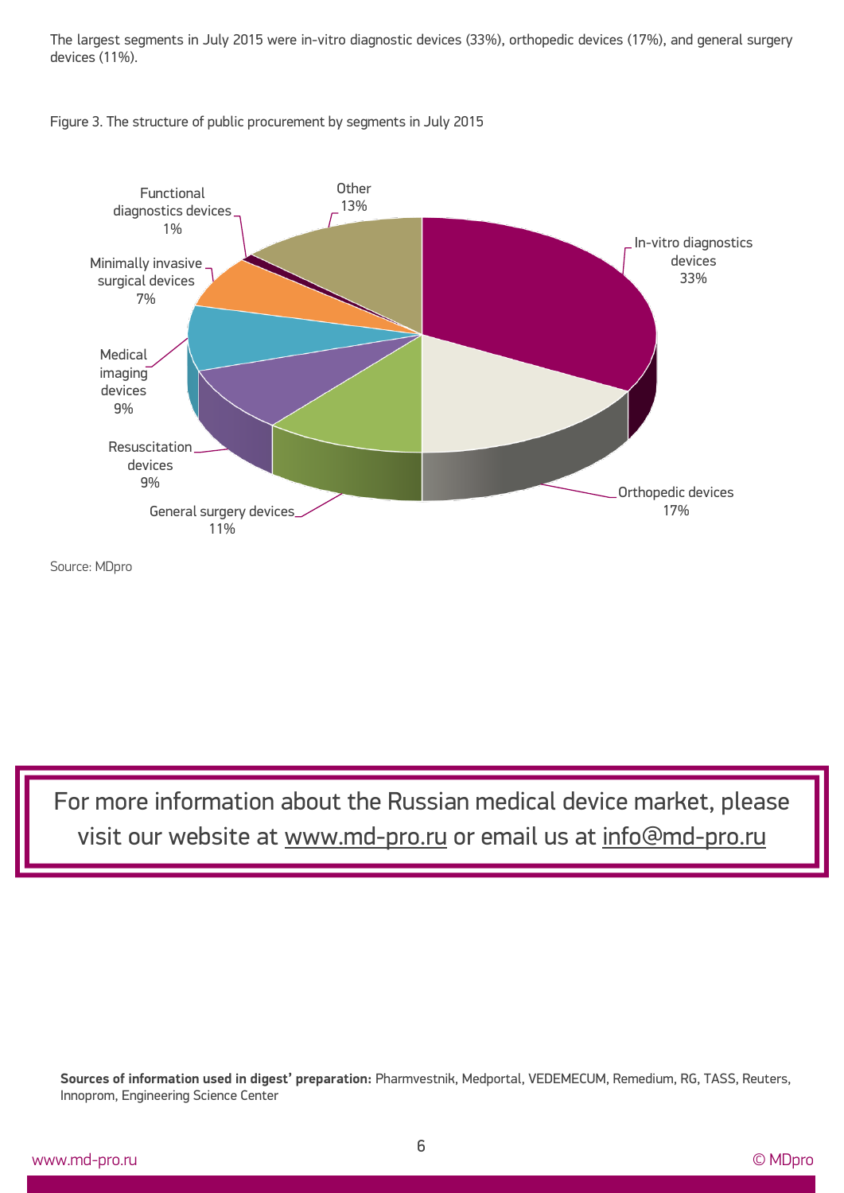The largest segments in July 2015 were in-vitro diagnostic devices (33%), orthopedic devices (17%), and general surgery devices (11%).

Figure 3. The structure of public procurement by segments in July 2015

In-vitro diagnostics devices 33%
Orthopedic devices 17%
General surgery devices 11%
Resuscitation devices 9%
Medical imaging devices 9%
Minimally invasive surgical devices 7%
Functional diagnostics devices 1%
Other 13%

Source: MDpro

For more information about the Russian medical device market, please visit our website at www.md-pro.ru or email us at info@md-pro.ru

**Sources of information used in digest' preparation:** Pharmvestnik, Medportal, VEDEMECUM, Remedium, RG, TASS, Reuters, Innoprom, Engineering Science Center